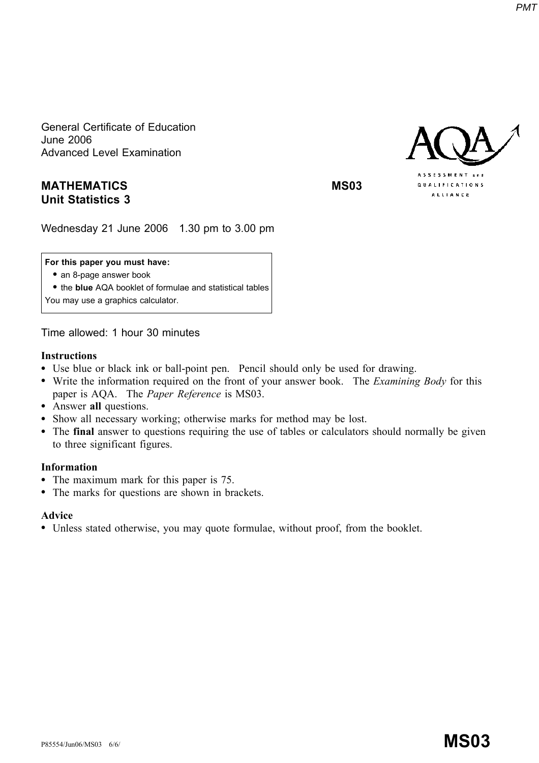General Certificate of Education
June 2006
Advanced Level Examination

**MATHEMATICS** **MS03**
**Unit Statistics 3**

Wednesday 21 June 2006 1.30 pm to 3.00 pm

**For this paper you must have:**
- an 8-page answer book
- the **blue** AQA booklet of formulae and statistical tables

You may use a graphics calculator.

Time allowed: 1 hour 30 minutes

**Instructions**
- Use blue or black ink or ball-point pen. Pencil should only be used for drawing.
- Write the information required on the front of your answer book. The *Examining Body* for this paper is AQA. The *Paper Reference* is MS03.
- Answer **all** questions.
- Show all necessary working; otherwise marks for method may be lost.
- The **final** answer to questions requiring the use of tables or calculators should normally be given to three significant figures.

**Information**
- The maximum mark for this paper is 75.
- The marks for questions are shown in brackets.

**Advice**
- Unless stated otherwise, you may quote formulae, without proof, from the booklet.

P85554/Jun06/MS03 6/6/ **MS03**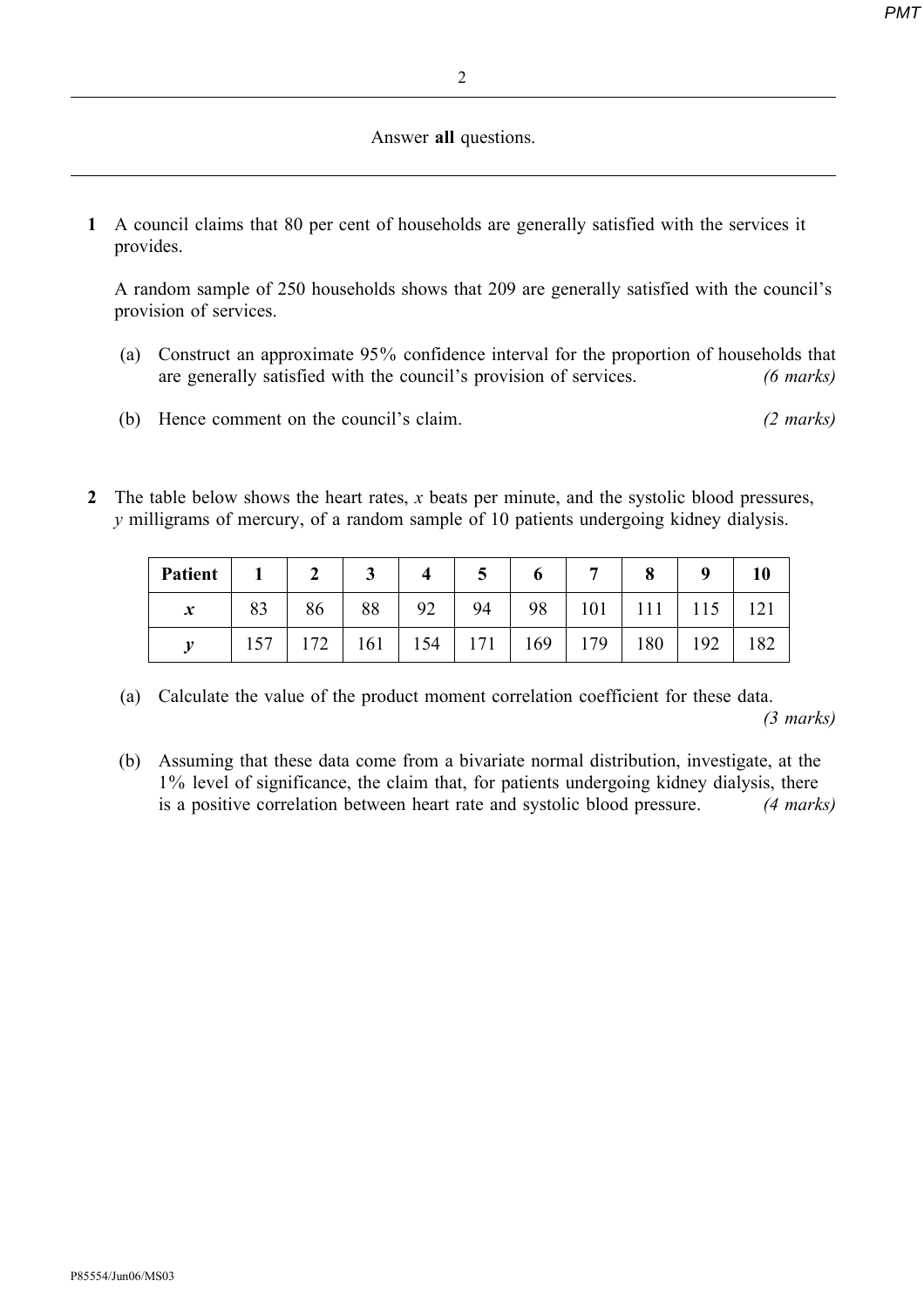Answer **all** questions.

---

**1** A council claims that 80 per cent of households are generally satisfied with the services it provides.

A random sample of 250 households shows that 209 are generally satisfied with the council's provision of services.

(a) Construct an approximate 95% confidence interval for the proportion of households that are generally satisfied with the council's provision of services. *(6 marks)*

(b) Hence comment on the council's claim. *(2 marks)*

**2** The table below shows the heart rates, $x$ beats per minute, and the systolic blood pressures, $y$ milligrams of mercury, of a random sample of 10 patients undergoing kidney dialysis.

| **Patient** | **1** | **2** | **3** | **4** | **5** | **6** | **7** | **8** | **9** | **10** |
|---|---|---|---|---|---|---|---|---|---|---|
| $x$ | 83 | 86 | 88 | 92 | 94 | 98 | 101 | 111 | 115 | 121 |
| $y$ | 157 | 172 | 161 | 154 | 171 | 169 | 179 | 180 | 192 | 182 |

(a) Calculate the value of the product moment correlation coefficient for these data. *(3 marks)*

(b) Assuming that these data come from a bivariate normal distribution, investigate, at the 1% level of significance, the claim that, for patients undergoing kidney dialysis, there is a positive correlation between heart rate and systolic blood pressure. *(4 marks)*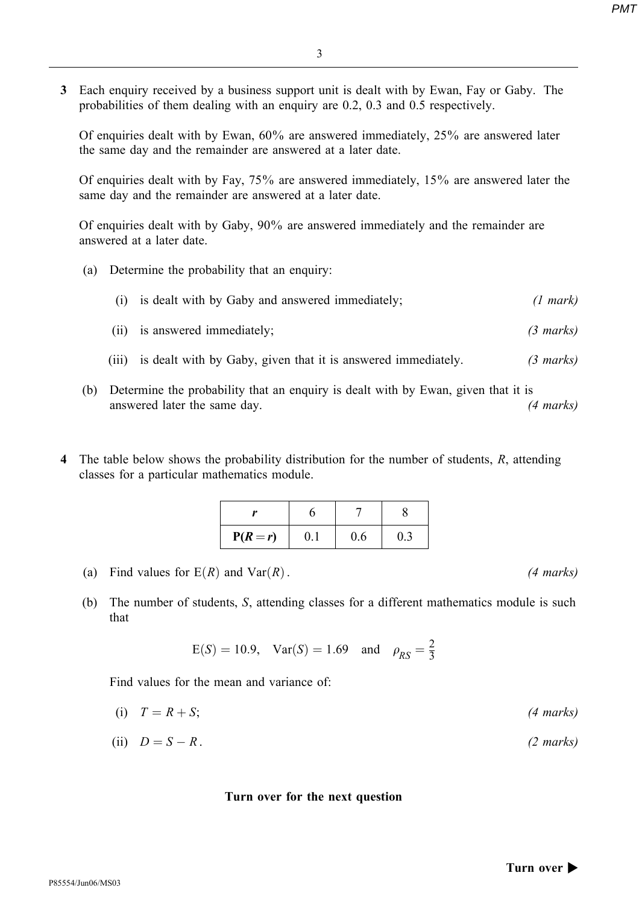**3** Each enquiry received by a business support unit is dealt with by Ewan, Fay or Gaby. The probabilities of them dealing with an enquiry are 0.2, 0.3 and 0.5 respectively.

Of enquiries dealt with by Ewan, 60% are answered immediately, 25% are answered later the same day and the remainder are answered at a later date.

Of enquiries dealt with by Fay, 75% are answered immediately, 15% are answered later the same day and the remainder are answered at a later date.

Of enquiries dealt with by Gaby, 90% are answered immediately and the remainder are answered at a later date.

(a) Determine the probability that an enquiry:

(i) is dealt with by Gaby and answered immediately; *(1 mark)*

(ii) is answered immediately; *(3 marks)*

(iii) is dealt with by Gaby, given that it is answered immediately. *(3 marks)*

(b) Determine the probability that an enquiry is dealt with by Ewan, given that it is answered later the same day. *(4 marks)*

**4** The table below shows the probability distribution for the number of students, $R$, attending classes for a particular mathematics module.

| $r$ | 6 | 7 | 8 |
|---|---|---|---|
| $\mathrm{P}(R = r)$ | 0.1 | 0.6 | 0.3 |

(a) Find values for $\mathrm{E}(R)$ and $\mathrm{Var}(R)$. *(4 marks)*

(b) The number of students, $S$, attending classes for a different mathematics module is such that

$$\mathrm{E}(S) = 10.9, \quad \mathrm{Var}(S) = 1.69 \quad \text{and} \quad \rho_{RS} = \frac{2}{3}$$

Find values for the mean and variance of:

(i) $T = R + S$; *(4 marks)*

(ii) $D = S - R$. *(2 marks)*

**Turn over for the next question**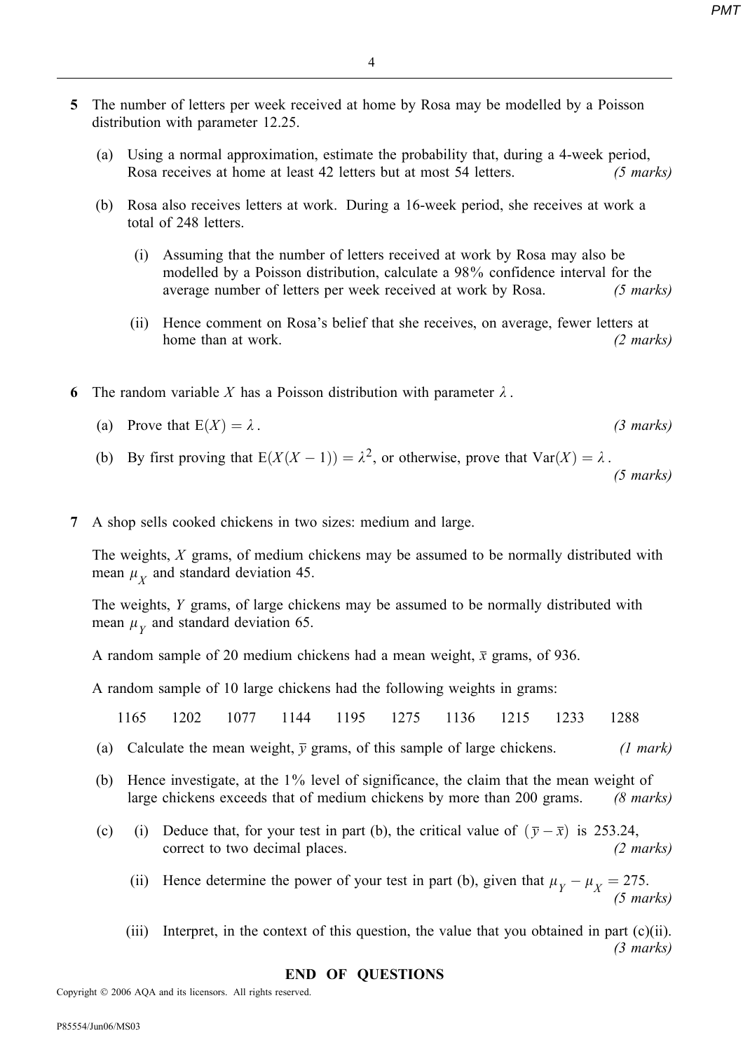**5** The number of letters per week received at home by Rosa may be modelled by a Poisson distribution with parameter 12.25.

(a) Using a normal approximation, estimate the probability that, during a 4-week period, Rosa receives at home at least 42 letters but at most 54 letters. *(5 marks)*

(b) Rosa also receives letters at work. During a 16-week period, she receives at work a total of 248 letters.

(i) Assuming that the number of letters received at work by Rosa may also be modelled by a Poisson distribution, calculate a 98% confidence interval for the average number of letters per week received at work by Rosa. *(5 marks)*

(ii) Hence comment on Rosa's belief that she receives, on average, fewer letters at home than at work. *(2 marks)*

**6** The random variable $X$ has a Poisson distribution with parameter $\lambda$.

(a) Prove that $\mathrm{E}(X) = \lambda$. *(3 marks)*

(b) By first proving that $\mathrm{E}(X(X-1)) = \lambda^2$, or otherwise, prove that $\mathrm{Var}(X) = \lambda$. *(5 marks)*

**7** A shop sells cooked chickens in two sizes: medium and large.

The weights, $X$ grams, of medium chickens may be assumed to be normally distributed with mean $\mu_X$ and standard deviation 45.

The weights, $Y$ grams, of large chickens may be assumed to be normally distributed with mean $\mu_Y$ and standard deviation 65.

A random sample of 20 medium chickens had a mean weight, $\bar{x}$ grams, of 936.

A random sample of 10 large chickens had the following weights in grams:

1165 1202 1077 1144 1195 1275 1136 1215 1233 1288

(a) Calculate the mean weight, $\bar{y}$ grams, of this sample of large chickens. *(1 mark)*

(b) Hence investigate, at the 1% level of significance, the claim that the mean weight of large chickens exceeds that of medium chickens by more than 200 grams. *(8 marks)*

(c) (i) Deduce that, for your test in part (b), the critical value of $(\bar{y} - \bar{x})$ is 253.24, correct to two decimal places. *(2 marks)*

(ii) Hence determine the power of your test in part (b), given that $\mu_Y - \mu_X = 275$. *(5 marks)*

(iii) Interpret, in the context of this question, the value that you obtained in part (c)(ii). *(3 marks)*

**END OF QUESTIONS**

Copyright © 2006 AQA and its licensors. All rights reserved.